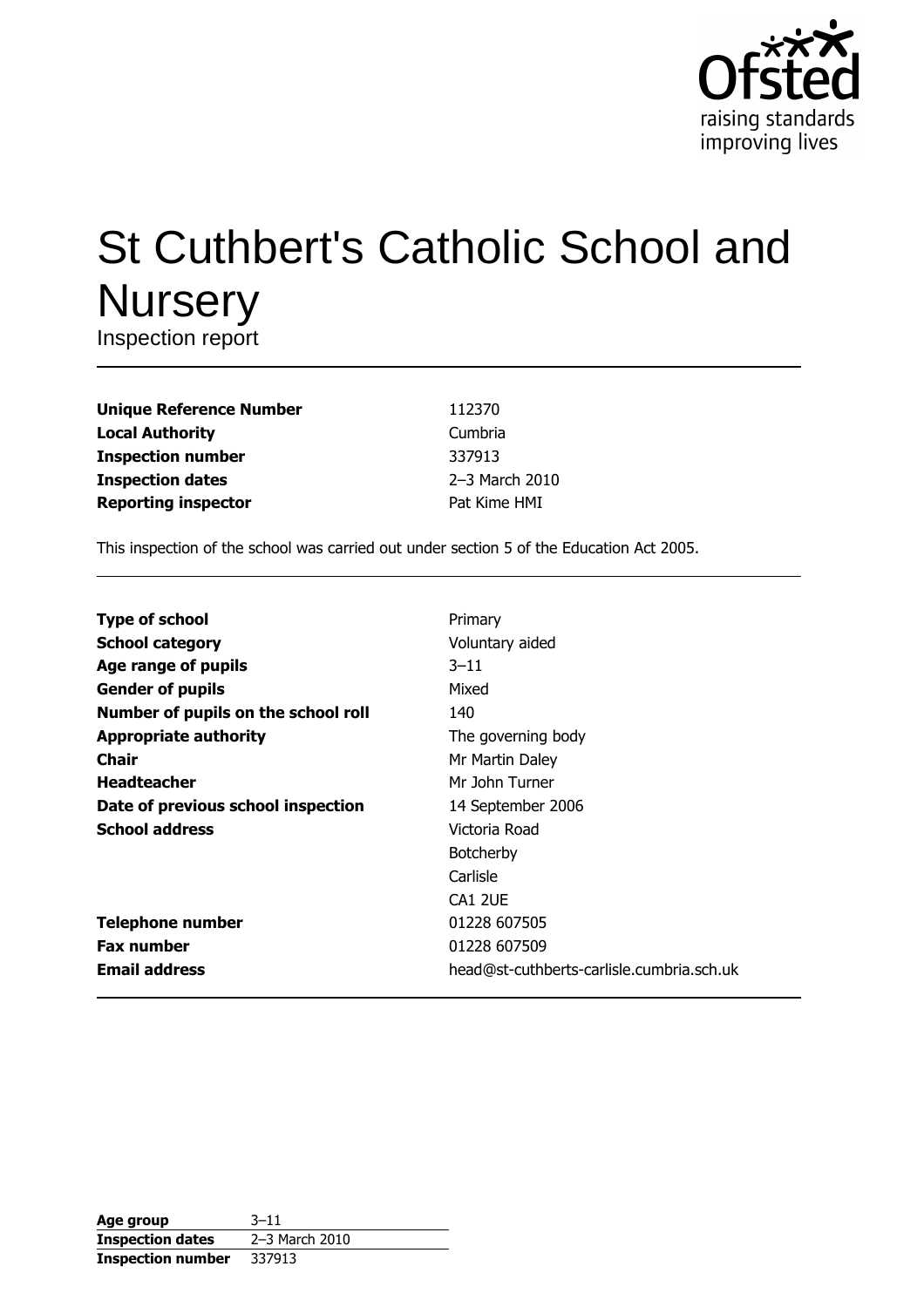# St Cuthbert's Catholic School and Nursery

Inspection report

| | |
|---|---|
| **Unique Reference Number** | 112370 |
| **Local Authority** | Cumbria |
| **Inspection number** | 337913 |
| **Inspection dates** | 2–3 March 2010 |
| **Reporting inspector** | Pat Kime HMI |

This inspection of the school was carried out under section 5 of the Education Act 2005.

| | |
|---|---|
| **Type of school** | Primary |
| **School category** | Voluntary aided |
| **Age range of pupils** | 3–11 |
| **Gender of pupils** | Mixed |
| **Number of pupils on the school roll** | 140 |
| **Appropriate authority** | The governing body |
| **Chair** | Mr Martin Daley |
| **Headteacher** | Mr John Turner |
| **Date of previous school inspection** | 14 September 2006 |
| **School address** | Victoria Road<br>Botcherby<br>Carlisle<br>CA1 2UE |
| **Telephone number** | 01228 607505 |
| **Fax number** | 01228 607509 |
| **Email address** | head@st-cuthberts-carlisle.cumbria.sch.uk |

| | |
|---|---|
| **Age group** | 3–11 |
| **Inspection dates** | 2–3 March 2010 |
| **Inspection number** | 337913 |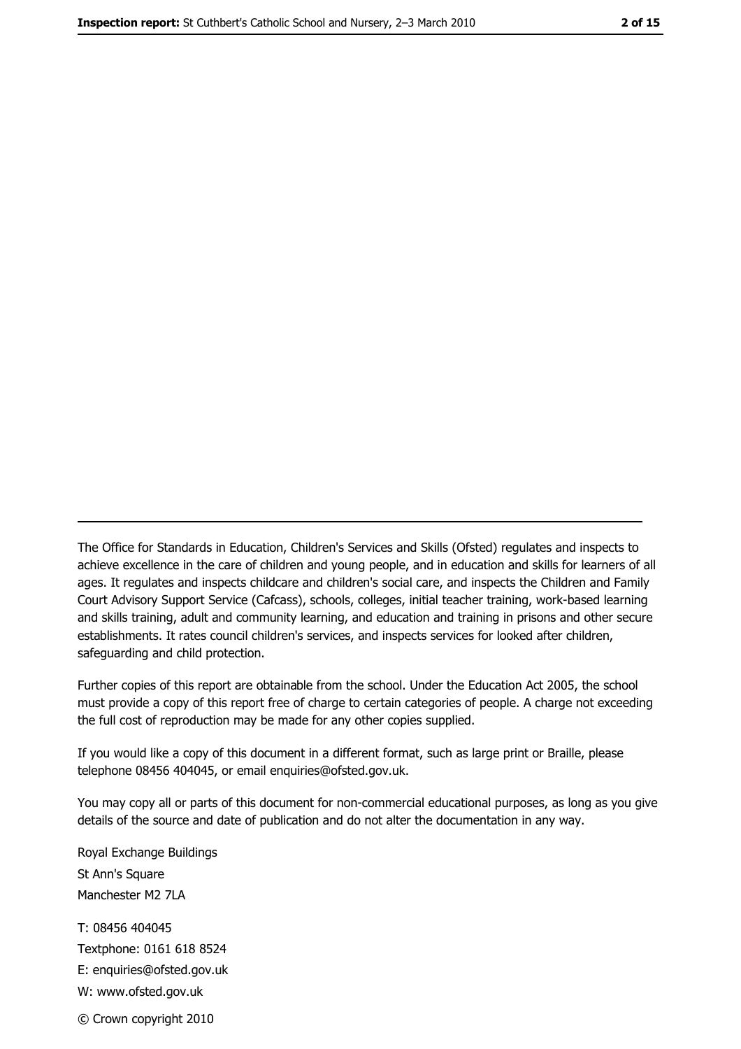The Office for Standards in Education, Children's Services and Skills (Ofsted) regulates and inspects to achieve excellence in the care of children and young people, and in education and skills for learners of all ages. It regulates and inspects childcare and children's social care, and inspects the Children and Family Court Advisory Support Service (Cafcass), schools, colleges, initial teacher training, work-based learning and skills training, adult and community learning, and education and training in prisons and other secure establishments. It rates council children's services, and inspects services for looked after children, safeguarding and child protection.

Further copies of this report are obtainable from the school. Under the Education Act 2005, the school must provide a copy of this report free of charge to certain categories of people. A charge not exceeding the full cost of reproduction may be made for any other copies supplied.

If you would like a copy of this document in a different format, such as large print or Braille, please telephone 08456 404045, or email enquiries@ofsted.gov.uk.

You may copy all or parts of this document for non-commercial educational purposes, as long as you give details of the source and date of publication and do not alter the documentation in any way.

Royal Exchange Buildings
St Ann's Square
Manchester M2 7LA

T: 08456 404045
Textphone: 0161 618 8524
E: enquiries@ofsted.gov.uk
W: www.ofsted.gov.uk

© Crown copyright 2010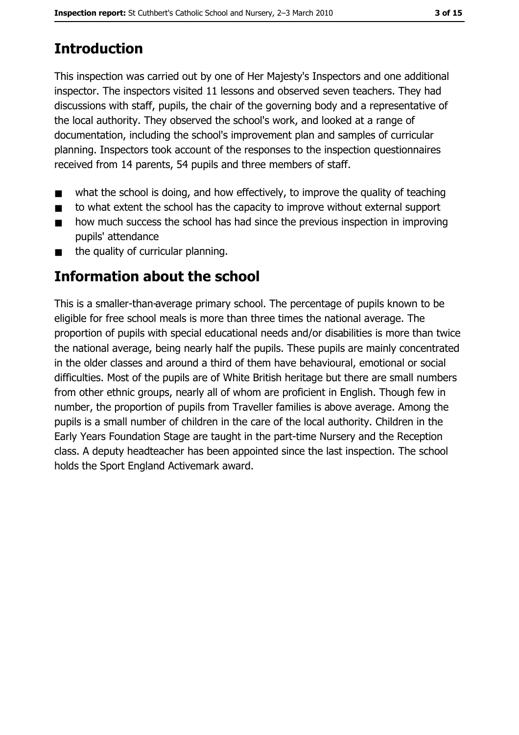## Introduction

This inspection was carried out by one of Her Majesty's Inspectors and one additional inspector. The inspectors visited 11 lessons and observed seven teachers. They had discussions with staff, pupils, the chair of the governing body and a representative of the local authority. They observed the school's work, and looked at a range of documentation, including the school's improvement plan and samples of curricular planning. Inspectors took account of the responses to the inspection questionnaires received from 14 parents, 54 pupils and three members of staff.

- what the school is doing, and how effectively, to improve the quality of teaching
- to what extent the school has the capacity to improve without external support
- how much success the school has had since the previous inspection in improving pupils' attendance
- the quality of curricular planning.

## Information about the school

This is a smaller-than-average primary school. The percentage of pupils known to be eligible for free school meals is more than three times the national average. The proportion of pupils with special educational needs and/or disabilities is more than twice the national average, being nearly half the pupils. These pupils are mainly concentrated in the older classes and around a third of them have behavioural, emotional or social difficulties. Most of the pupils are of White British heritage but there are small numbers from other ethnic groups, nearly all of whom are proficient in English. Though few in number, the proportion of pupils from Traveller families is above average. Among the pupils is a small number of children in the care of the local authority. Children in the Early Years Foundation Stage are taught in the part-time Nursery and the Reception class. A deputy headteacher has been appointed since the last inspection. The school holds the Sport England Activemark award.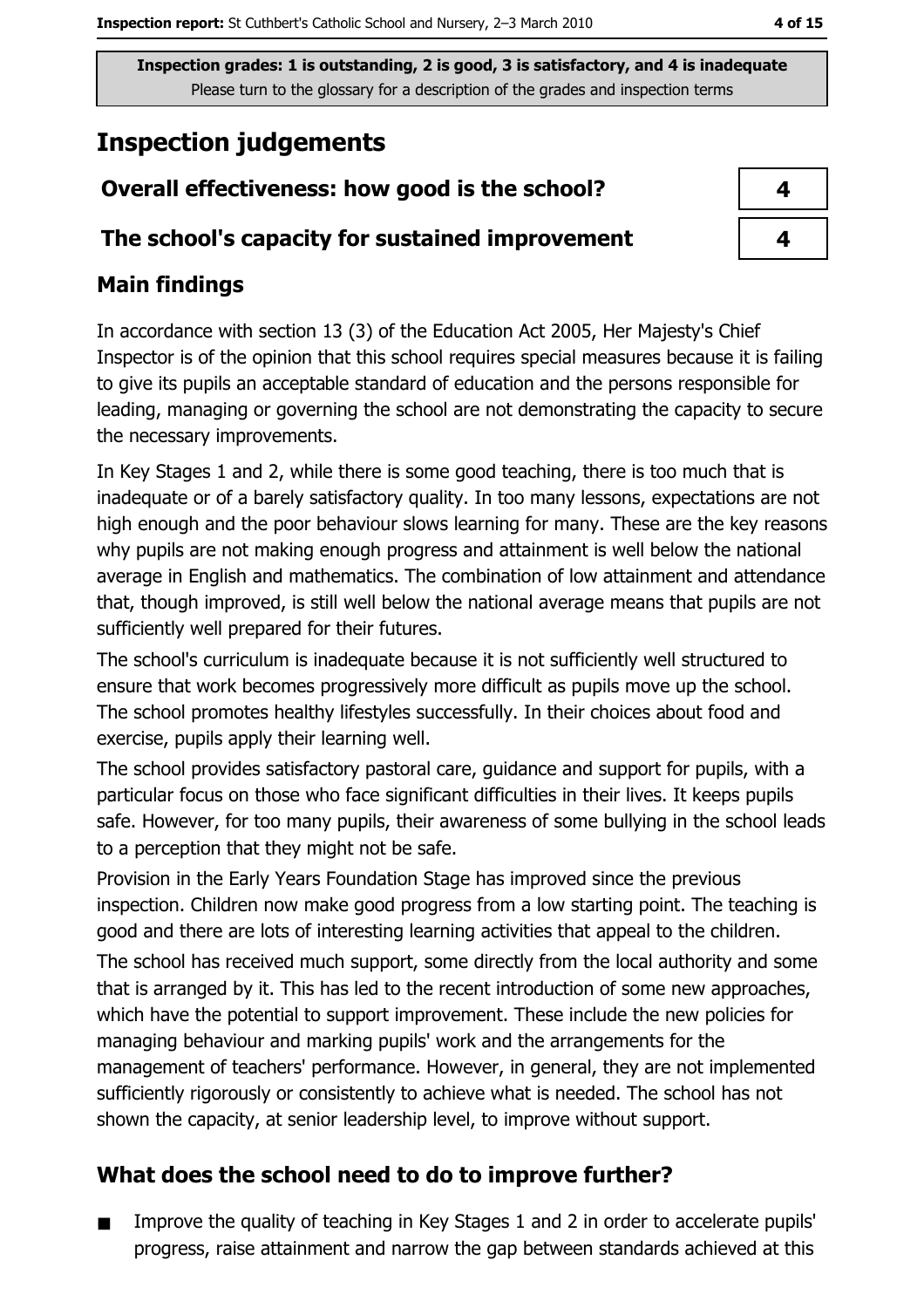Inspection grades: 1 is outstanding, 2 is good, 3 is satisfactory, and 4 is inadequate
Please turn to the glossary for a description of the grades and inspection terms

# Inspection judgements

| Overall effectiveness: how good is the school? | 4 |
| --- | --- |
| The school's capacity for sustained improvement | 4 |

## Main findings

In accordance with section 13 (3) of the Education Act 2005, Her Majesty's Chief Inspector is of the opinion that this school requires special measures because it is failing to give its pupils an acceptable standard of education and the persons responsible for leading, managing or governing the school are not demonstrating the capacity to secure the necessary improvements.

In Key Stages 1 and 2, while there is some good teaching, there is too much that is inadequate or of a barely satisfactory quality. In too many lessons, expectations are not high enough and the poor behaviour slows learning for many. These are the key reasons why pupils are not making enough progress and attainment is well below the national average in English and mathematics. The combination of low attainment and attendance that, though improved, is still well below the national average means that pupils are not sufficiently well prepared for their futures.

The school's curriculum is inadequate because it is not sufficiently well structured to ensure that work becomes progressively more difficult as pupils move up the school. The school promotes healthy lifestyles successfully. In their choices about food and exercise, pupils apply their learning well.

The school provides satisfactory pastoral care, guidance and support for pupils, with a particular focus on those who face significant difficulties in their lives. It keeps pupils safe. However, for too many pupils, their awareness of some bullying in the school leads to a perception that they might not be safe.

Provision in the Early Years Foundation Stage has improved since the previous inspection. Children now make good progress from a low starting point. The teaching is good and there are lots of interesting learning activities that appeal to the children.

The school has received much support, some directly from the local authority and some that is arranged by it. This has led to the recent introduction of some new approaches, which have the potential to support improvement. These include the new policies for managing behaviour and marking pupils' work and the arrangements for the management of teachers' performance. However, in general, they are not implemented sufficiently rigorously or consistently to achieve what is needed. The school has not shown the capacity, at senior leadership level, to improve without support.

## What does the school need to do to improve further?

- Improve the quality of teaching in Key Stages 1 and 2 in order to accelerate pupils' progress, raise attainment and narrow the gap between standards achieved at this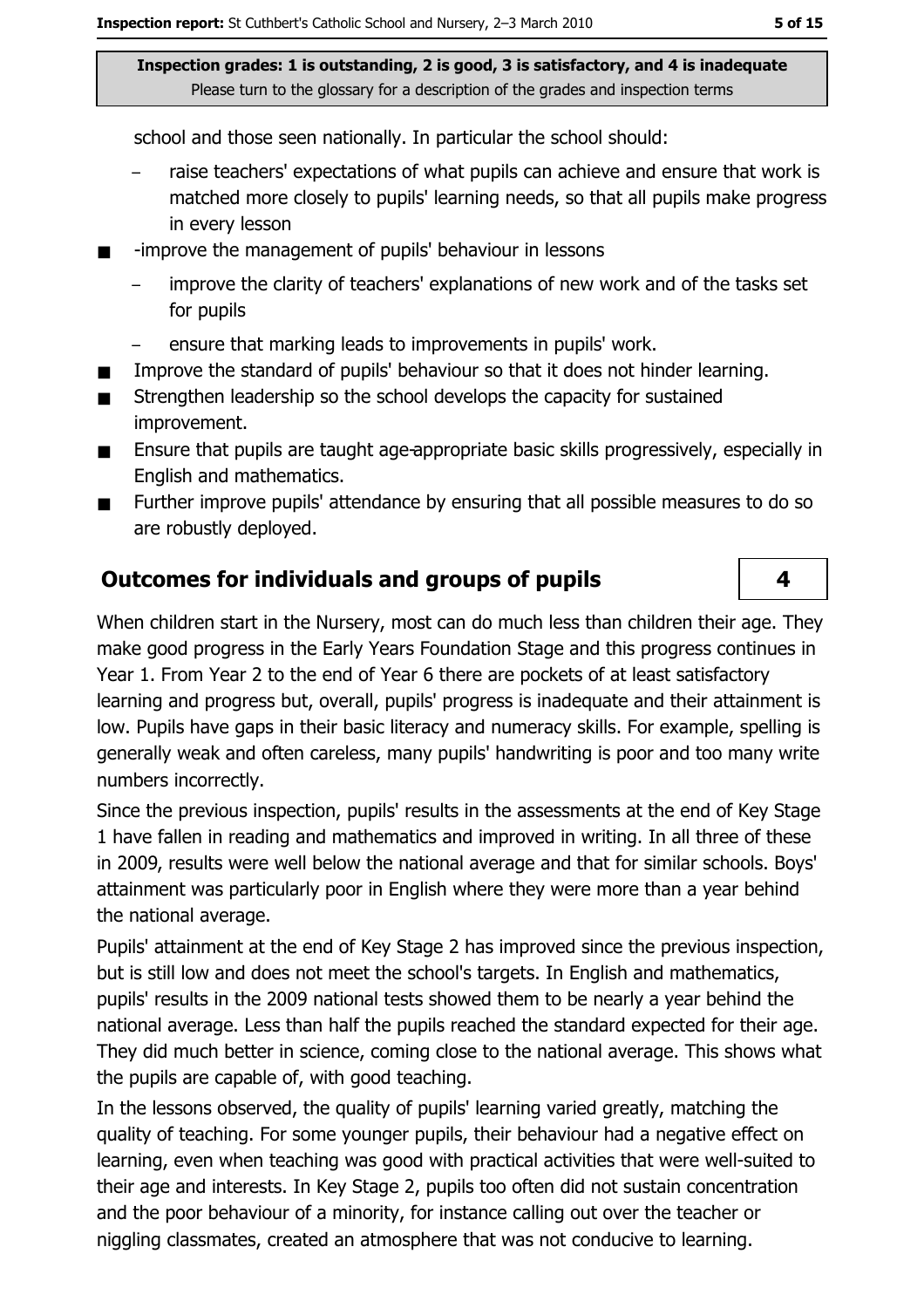school and those seen nationally. In particular the school should:

- raise teachers' expectations of what pupils can achieve and ensure that work is matched more closely to pupils' learning needs, so that all pupils make progress in every lesson
- -improve the management of pupils' behaviour in lessons
  - improve the clarity of teachers' explanations of new work and of the tasks set for pupils
  - ensure that marking leads to improvements in pupils' work.
- Improve the standard of pupils' behaviour so that it does not hinder learning.
- Strengthen leadership so the school develops the capacity for sustained improvement.
- Ensure that pupils are taught age-appropriate basic skills progressively, especially in English and mathematics.
- Further improve pupils' attendance by ensuring that all possible measures to do so are robustly deployed.

## Outcomes for individuals and groups of pupils — 4

When children start in the Nursery, most can do much less than children their age. They make good progress in the Early Years Foundation Stage and this progress continues in Year 1. From Year 2 to the end of Year 6 there are pockets of at least satisfactory learning and progress but, overall, pupils' progress is inadequate and their attainment is low. Pupils have gaps in their basic literacy and numeracy skills. For example, spelling is generally weak and often careless, many pupils' handwriting is poor and too many write numbers incorrectly.

Since the previous inspection, pupils' results in the assessments at the end of Key Stage 1 have fallen in reading and mathematics and improved in writing. In all three of these in 2009, results were well below the national average and that for similar schools. Boys' attainment was particularly poor in English where they were more than a year behind the national average.

Pupils' attainment at the end of Key Stage 2 has improved since the previous inspection, but is still low and does not meet the school's targets. In English and mathematics, pupils' results in the 2009 national tests showed them to be nearly a year behind the national average. Less than half the pupils reached the standard expected for their age. They did much better in science, coming close to the national average. This shows what the pupils are capable of, with good teaching.

In the lessons observed, the quality of pupils' learning varied greatly, matching the quality of teaching. For some younger pupils, their behaviour had a negative effect on learning, even when teaching was good with practical activities that were well-suited to their age and interests. In Key Stage 2, pupils too often did not sustain concentration and the poor behaviour of a minority, for instance calling out over the teacher or niggling classmates, created an atmosphere that was not conducive to learning.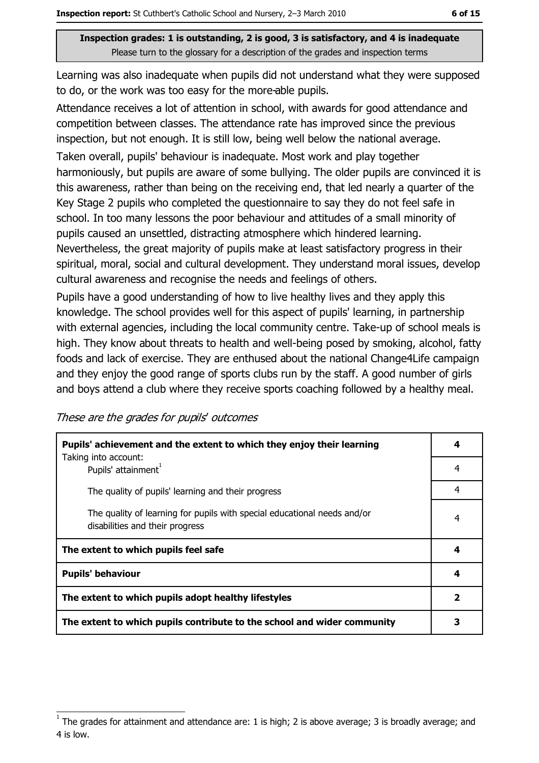**Inspection grades: 1 is outstanding, 2 is good, 3 is satisfactory, and 4 is inadequate**
Please turn to the glossary for a description of the grades and inspection terms

Learning was also inadequate when pupils did not understand what they were supposed to do, or the work was too easy for the more-able pupils.

Attendance receives a lot of attention in school, with awards for good attendance and competition between classes. The attendance rate has improved since the previous inspection, but not enough. It is still low, being well below the national average.

Taken overall, pupils' behaviour is inadequate. Most work and play together harmoniously, but pupils are aware of some bullying. The older pupils are convinced it is this awareness, rather than being on the receiving end, that led nearly a quarter of the Key Stage 2 pupils who completed the questionnaire to say they do not feel safe in school. In too many lessons the poor behaviour and attitudes of a small minority of pupils caused an unsettled, distracting atmosphere which hindered learning. Nevertheless, the great majority of pupils make at least satisfactory progress in their spiritual, moral, social and cultural development. They understand moral issues, develop cultural awareness and recognise the needs and feelings of others.

Pupils have a good understanding of how to live healthy lives and they apply this knowledge. The school provides well for this aspect of pupils' learning, in partnership with external agencies, including the local community centre. Take-up of school meals is high. They know about threats to health and well-being posed by smoking, alcohol, fatty foods and lack of exercise. They are enthused about the national Change4Life campaign and they enjoy the good range of sports clubs run by the staff. A good number of girls and boys attend a club where they receive sports coaching followed by a healthy meal.

*These are the grades for pupils' outcomes*

| | |
|---|---|
| **Pupils' achievement and the extent to which they enjoy their learning** | **4** |
| Taking into account: Pupils' attainment[1] | 4 |
| The quality of pupils' learning and their progress | 4 |
| The quality of learning for pupils with special educational needs and/or disabilities and their progress | 4 |
| **The extent to which pupils feel safe** | **4** |
| **Pupils' behaviour** | **4** |
| **The extent to which pupils adopt healthy lifestyles** | **2** |
| **The extent to which pupils contribute to the school and wider community** | **3** |

[1] The grades for attainment and attendance are: 1 is high; 2 is above average; 3 is broadly average; and 4 is low.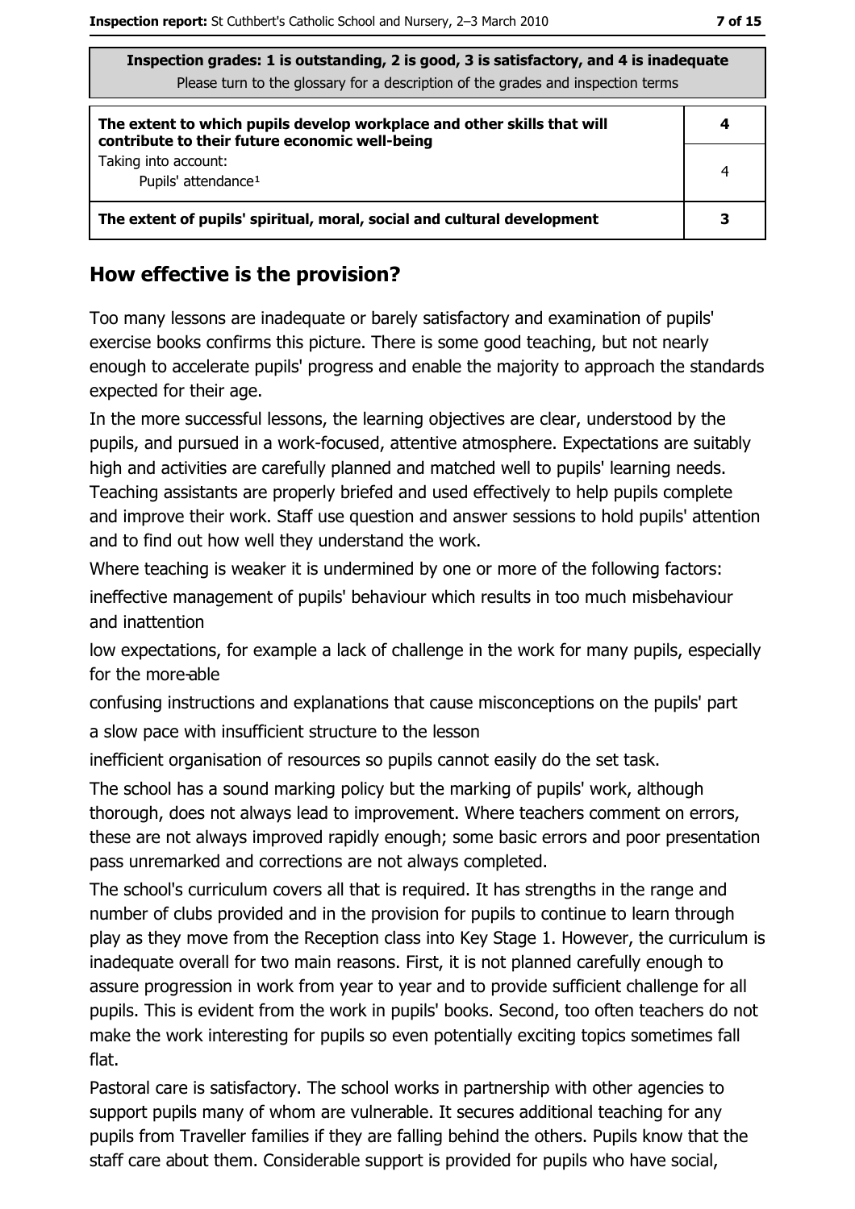| Inspection grades: 1 is outstanding, 2 is good, 3 is satisfactory, and 4 is inadequate<br>Please turn to the glossary for a description of the grades and inspection terms | |
|---|---|
| **The extent to which pupils develop workplace and other skills that will contribute to their future economic well-being** | **4** |
| Taking into account:<br>Pupils' attendance[1] | 4 |
| **The extent of pupils' spiritual, moral, social and cultural development** | **3** |

## How effective is the provision?

Too many lessons are inadequate or barely satisfactory and examination of pupils' exercise books confirms this picture. There is some good teaching, but not nearly enough to accelerate pupils' progress and enable the majority to approach the standards expected for their age.

In the more successful lessons, the learning objectives are clear, understood by the pupils, and pursued in a work-focused, attentive atmosphere. Expectations are suitably high and activities are carefully planned and matched well to pupils' learning needs. Teaching assistants are properly briefed and used effectively to help pupils complete and improve their work. Staff use question and answer sessions to hold pupils' attention and to find out how well they understand the work.

Where teaching is weaker it is undermined by one or more of the following factors:

ineffective management of pupils' behaviour which results in too much misbehaviour and inattention

low expectations, for example a lack of challenge in the work for many pupils, especially for the more-able

confusing instructions and explanations that cause misconceptions on the pupils' part

a slow pace with insufficient structure to the lesson

inefficient organisation of resources so pupils cannot easily do the set task.

The school has a sound marking policy but the marking of pupils' work, although thorough, does not always lead to improvement. Where teachers comment on errors, these are not always improved rapidly enough; some basic errors and poor presentation pass unremarked and corrections are not always completed.

The school's curriculum covers all that is required. It has strengths in the range and number of clubs provided and in the provision for pupils to continue to learn through play as they move from the Reception class into Key Stage 1. However, the curriculum is inadequate overall for two main reasons. First, it is not planned carefully enough to assure progression in work from year to year and to provide sufficient challenge for all pupils. This is evident from the work in pupils' books. Second, too often teachers do not make the work interesting for pupils so even potentially exciting topics sometimes fall flat.

Pastoral care is satisfactory. The school works in partnership with other agencies to support pupils many of whom are vulnerable. It secures additional teaching for any pupils from Traveller families if they are falling behind the others. Pupils know that the staff care about them. Considerable support is provided for pupils who have social,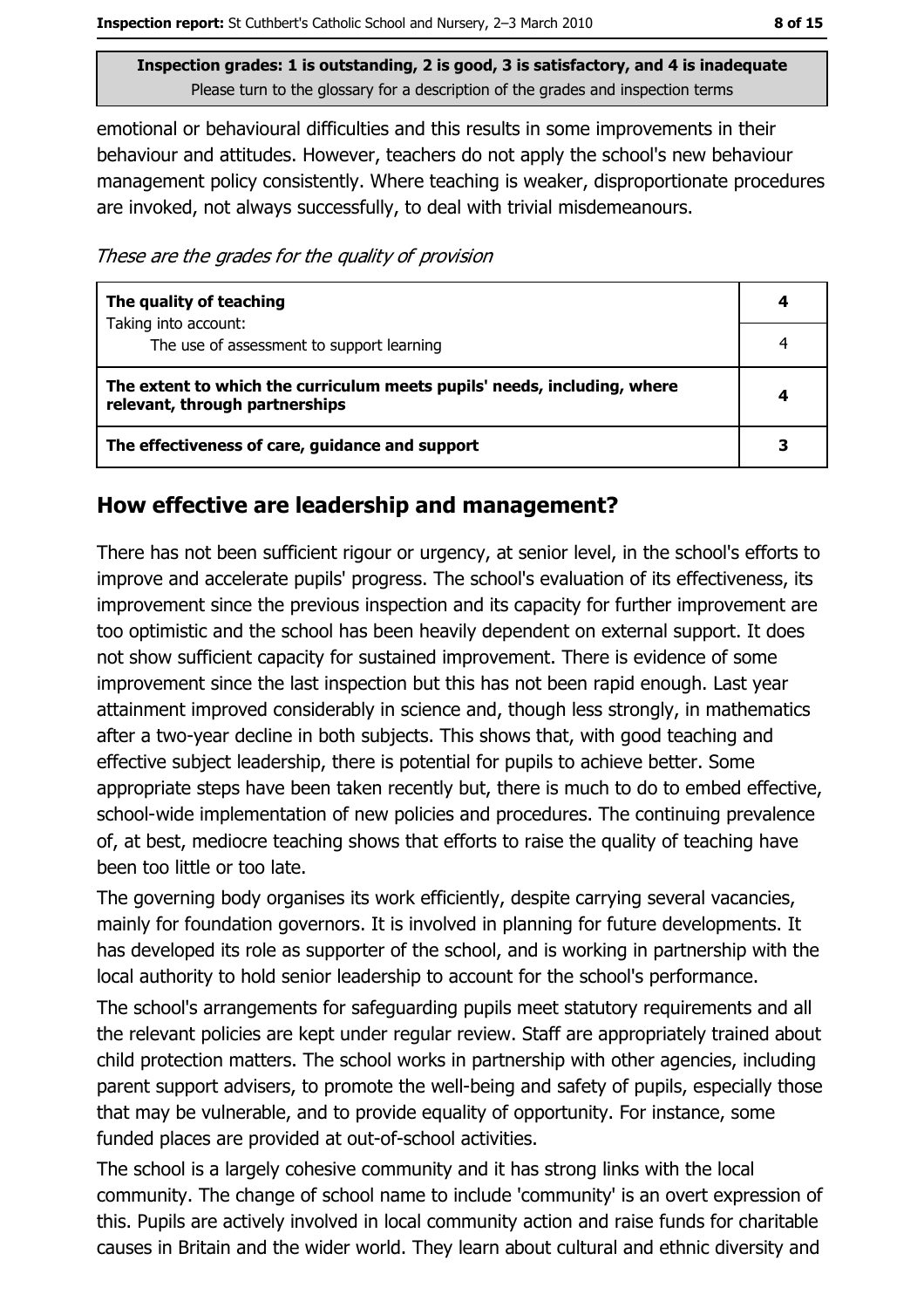emotional or behavioural difficulties and this results in some improvements in their behaviour and attitudes. However, teachers do not apply the school's new behaviour management policy consistently. Where teaching is weaker, disproportionate procedures are invoked, not always successfully, to deal with trivial misdemeanours.

*These are the grades for the quality of provision*

| | |
|---|---|
| **The quality of teaching**<br>Taking into account: | **4** |
| The use of assessment to support learning | 4 |
| **The extent to which the curriculum meets pupils' needs, including, where relevant, through partnerships** | **4** |
| **The effectiveness of care, guidance and support** | **3** |

## How effective are leadership and management?

There has not been sufficient rigour or urgency, at senior level, in the school's efforts to improve and accelerate pupils' progress. The school's evaluation of its effectiveness, its improvement since the previous inspection and its capacity for further improvement are too optimistic and the school has been heavily dependent on external support. It does not show sufficient capacity for sustained improvement. There is evidence of some improvement since the last inspection but this has not been rapid enough. Last year attainment improved considerably in science and, though less strongly, in mathematics after a two-year decline in both subjects. This shows that, with good teaching and effective subject leadership, there is potential for pupils to achieve better. Some appropriate steps have been taken recently but, there is much to do to embed effective, school-wide implementation of new policies and procedures. The continuing prevalence of, at best, mediocre teaching shows that efforts to raise the quality of teaching have been too little or too late.

The governing body organises its work efficiently, despite carrying several vacancies, mainly for foundation governors. It is involved in planning for future developments. It has developed its role as supporter of the school, and is working in partnership with the local authority to hold senior leadership to account for the school's performance.

The school's arrangements for safeguarding pupils meet statutory requirements and all the relevant policies are kept under regular review. Staff are appropriately trained about child protection matters. The school works in partnership with other agencies, including parent support advisers, to promote the well-being and safety of pupils, especially those that may be vulnerable, and to provide equality of opportunity. For instance, some funded places are provided at out-of-school activities.

The school is a largely cohesive community and it has strong links with the local community. The change of school name to include 'community' is an overt expression of this. Pupils are actively involved in local community action and raise funds for charitable causes in Britain and the wider world. They learn about cultural and ethnic diversity and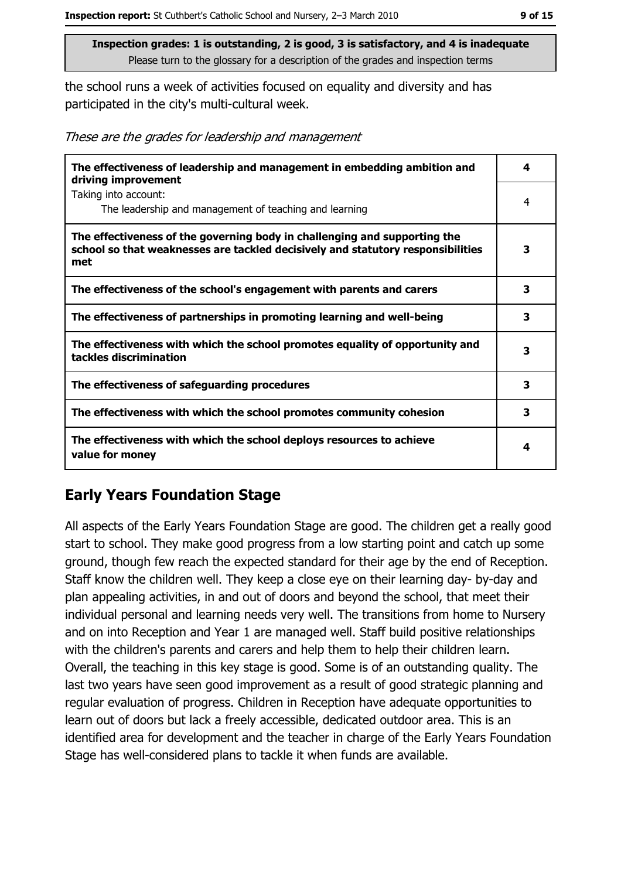**Inspection grades: 1 is outstanding, 2 is good, 3 is satisfactory, and 4 is inadequate**
Please turn to the glossary for a description of the grades and inspection terms

the school runs a week of activities focused on equality and diversity and has participated in the city's multi-cultural week.

*These are the grades for leadership and management*

| | |
|---|---|
| **The effectiveness of leadership and management in embedding ambition and driving improvement** | **4** |
| Taking into account:<br>The leadership and management of teaching and learning | 4 |
| **The effectiveness of the governing body in challenging and supporting the school so that weaknesses are tackled decisively and statutory responsibilities met** | **3** |
| **The effectiveness of the school's engagement with parents and carers** | **3** |
| **The effectiveness of partnerships in promoting learning and well-being** | **3** |
| **The effectiveness with which the school promotes equality of opportunity and tackles discrimination** | **3** |
| **The effectiveness of safeguarding procedures** | **3** |
| **The effectiveness with which the school promotes community cohesion** | **3** |
| **The effectiveness with which the school deploys resources to achieve value for money** | **4** |

## Early Years Foundation Stage

All aspects of the Early Years Foundation Stage are good. The children get a really good start to school. They make good progress from a low starting point and catch up some ground, though few reach the expected standard for their age by the end of Reception. Staff know the children well. They keep a close eye on their learning day- by-day and plan appealing activities, in and out of doors and beyond the school, that meet their individual personal and learning needs very well. The transitions from home to Nursery and on into Reception and Year 1 are managed well. Staff build positive relationships with the children's parents and carers and help them to help their children learn. Overall, the teaching in this key stage is good. Some is of an outstanding quality. The last two years have seen good improvement as a result of good strategic planning and regular evaluation of progress. Children in Reception have adequate opportunities to learn out of doors but lack a freely accessible, dedicated outdoor area. This is an identified area for development and the teacher in charge of the Early Years Foundation Stage has well-considered plans to tackle it when funds are available.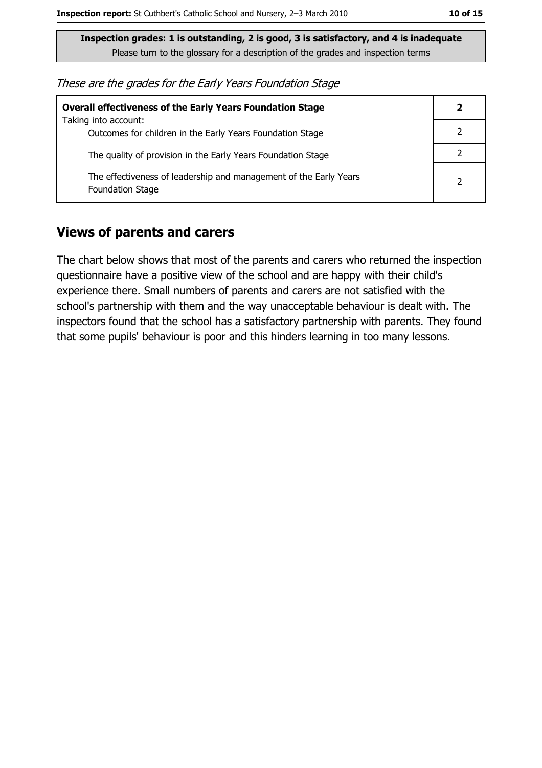**Inspection grades: 1 is outstanding, 2 is good, 3 is satisfactory, and 4 is inadequate**
Please turn to the glossary for a description of the grades and inspection terms

*These are the grades for the Early Years Foundation Stage*

| | |
|---|---|
| **Overall effectiveness of the Early Years Foundation Stage** | **2** |
| Taking into account: Outcomes for children in the Early Years Foundation Stage | 2 |
| The quality of provision in the Early Years Foundation Stage | 2 |
| The effectiveness of leadership and management of the Early Years Foundation Stage | 2 |

## Views of parents and carers

The chart below shows that most of the parents and carers who returned the inspection questionnaire have a positive view of the school and are happy with their child's experience there. Small numbers of parents and carers are not satisfied with the school's partnership with them and the way unacceptable behaviour is dealt with. The inspectors found that the school has a satisfactory partnership with parents. They found that some pupils' behaviour is poor and this hinders learning in too many lessons.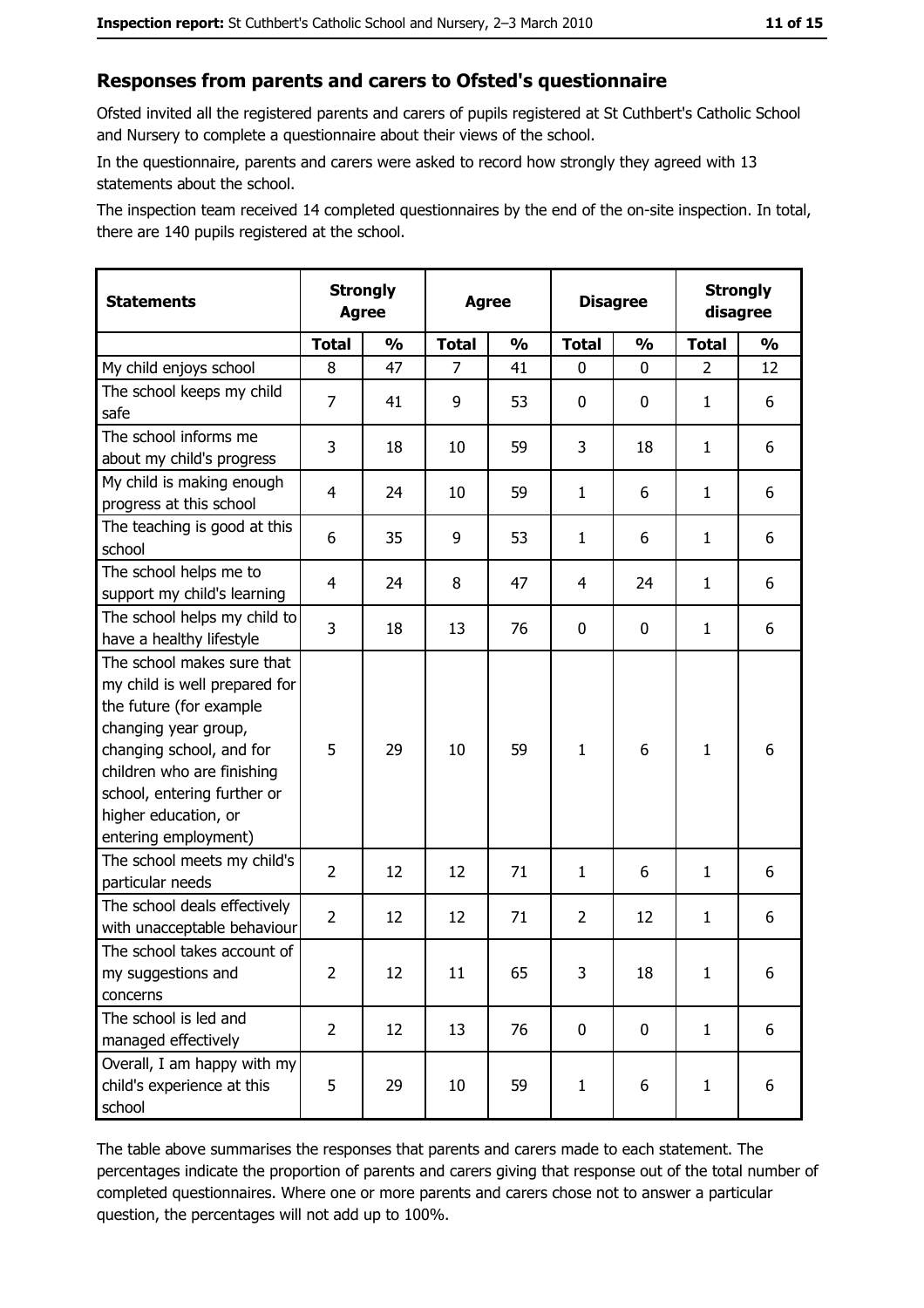## Responses from parents and carers to Ofsted's questionnaire

Ofsted invited all the registered parents and carers of pupils registered at St Cuthbert's Catholic School and Nursery to complete a questionnaire about their views of the school.

In the questionnaire, parents and carers were asked to record how strongly they agreed with 13 statements about the school.

The inspection team received 14 completed questionnaires by the end of the on-site inspection. In total, there are 140 pupils registered at the school.

| Statements | Strongly Agree | | Agree | | Disagree | | Strongly disagree | |
|---|---|---|---|---|---|---|---|---|
| | Total | % | Total | % | Total | % | Total | % |
| My child enjoys school | 8 | 47 | 7 | 41 | 0 | 0 | 2 | 12 |
| The school keeps my child safe | 7 | 41 | 9 | 53 | 0 | 0 | 1 | 6 |
| The school informs me about my child's progress | 3 | 18 | 10 | 59 | 3 | 18 | 1 | 6 |
| My child is making enough progress at this school | 4 | 24 | 10 | 59 | 1 | 6 | 1 | 6 |
| The teaching is good at this school | 6 | 35 | 9 | 53 | 1 | 6 | 1 | 6 |
| The school helps me to support my child's learning | 4 | 24 | 8 | 47 | 4 | 24 | 1 | 6 |
| The school helps my child to have a healthy lifestyle | 3 | 18 | 13 | 76 | 0 | 0 | 1 | 6 |
| The school makes sure that my child is well prepared for the future (for example changing year group, changing school, and for children who are finishing school, entering further or higher education, or entering employment) | 5 | 29 | 10 | 59 | 1 | 6 | 1 | 6 |
| The school meets my child's particular needs | 2 | 12 | 12 | 71 | 1 | 6 | 1 | 6 |
| The school deals effectively with unacceptable behaviour | 2 | 12 | 12 | 71 | 2 | 12 | 1 | 6 |
| The school takes account of my suggestions and concerns | 2 | 12 | 11 | 65 | 3 | 18 | 1 | 6 |
| The school is led and managed effectively | 2 | 12 | 13 | 76 | 0 | 0 | 1 | 6 |
| Overall, I am happy with my child's experience at this school | 5 | 29 | 10 | 59 | 1 | 6 | 1 | 6 |

The table above summarises the responses that parents and carers made to each statement. The percentages indicate the proportion of parents and carers giving that response out of the total number of completed questionnaires. Where one or more parents and carers chose not to answer a particular question, the percentages will not add up to 100%.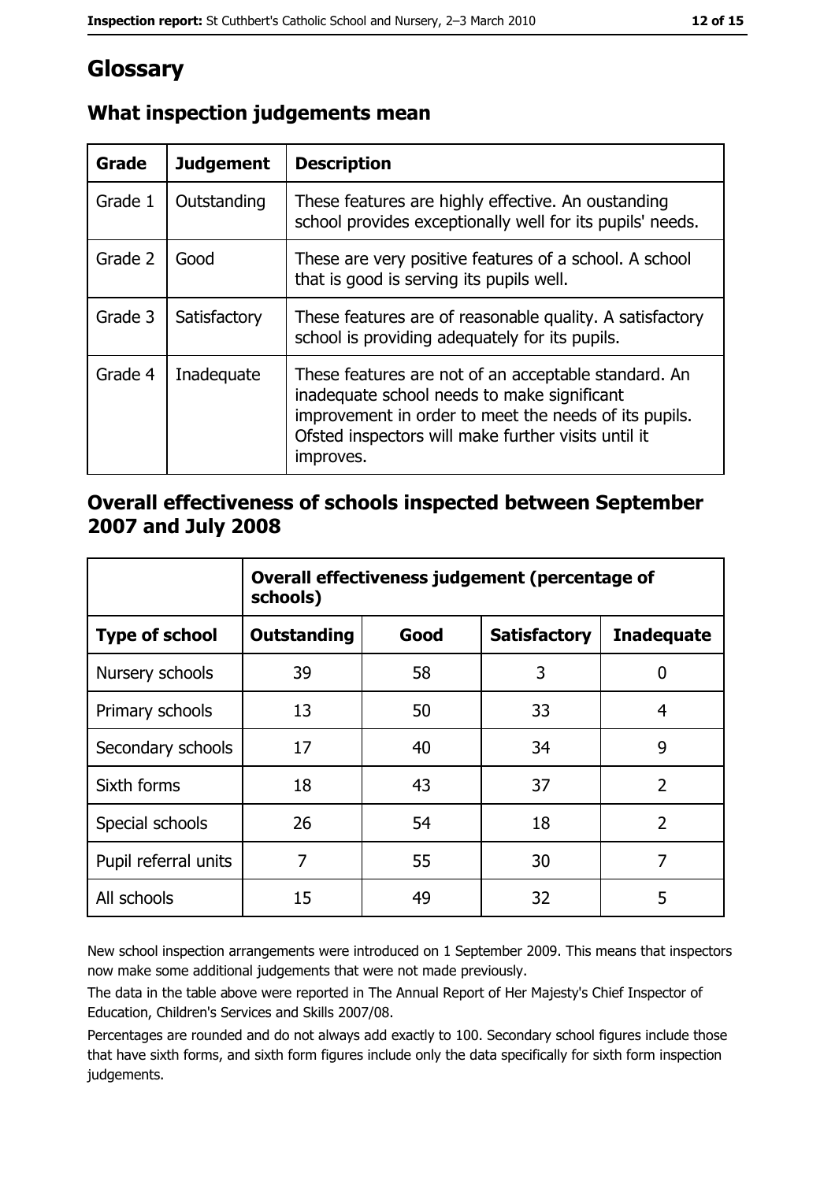# Glossary

## What inspection judgements mean

| Grade | Judgement | Description |
| --- | --- | --- |
| Grade 1 | Outstanding | These features are highly effective. An oustanding school provides exceptionally well for its pupils' needs. |
| Grade 2 | Good | These are very positive features of a school. A school that is good is serving its pupils well. |
| Grade 3 | Satisfactory | These features are of reasonable quality. A satisfactory school is providing adequately for its pupils. |
| Grade 4 | Inadequate | These features are not of an acceptable standard. An inadequate school needs to make significant improvement in order to meet the needs of its pupils. Ofsted inspectors will make further visits until it improves. |

## Overall effectiveness of schools inspected between September 2007 and July 2008

| | Overall effectiveness judgement (percentage of schools) | | | |
| --- | --- | --- | --- | --- |
| **Type of school** | **Outstanding** | **Good** | **Satisfactory** | **Inadequate** |
| Nursery schools | 39 | 58 | 3 | 0 |
| Primary schools | 13 | 50 | 33 | 4 |
| Secondary schools | 17 | 40 | 34 | 9 |
| Sixth forms | 18 | 43 | 37 | 2 |
| Special schools | 26 | 54 | 18 | 2 |
| Pupil referral units | 7 | 55 | 30 | 7 |
| All schools | 15 | 49 | 32 | 5 |

New school inspection arrangements were introduced on 1 September 2009. This means that inspectors now make some additional judgements that were not made previously.

The data in the table above were reported in The Annual Report of Her Majesty's Chief Inspector of Education, Children's Services and Skills 2007/08.

Percentages are rounded and do not always add exactly to 100. Secondary school figures include those that have sixth forms, and sixth form figures include only the data specifically for sixth form inspection judgements.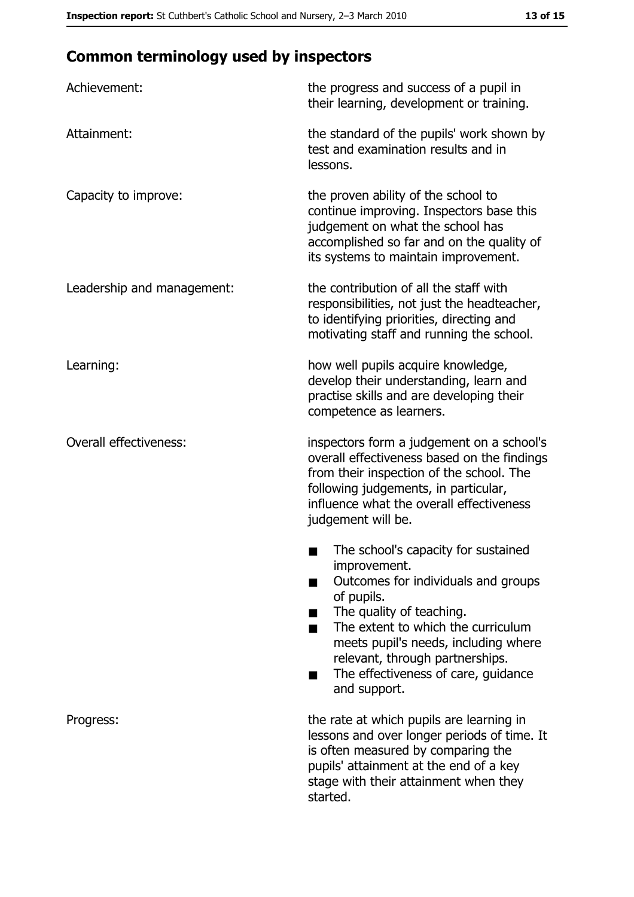## Common terminology used by inspectors

| | |
|---|---|
| Achievement: | the progress and success of a pupil in their learning, development or training. |
| Attainment: | the standard of the pupils' work shown by test and examination results and in lessons. |
| Capacity to improve: | the proven ability of the school to continue improving. Inspectors base this judgement on what the school has accomplished so far and on the quality of its systems to maintain improvement. |
| Leadership and management: | the contribution of all the staff with responsibilities, not just the headteacher, to identifying priorities, directing and motivating staff and running the school. |
| Learning: | how well pupils acquire knowledge, develop their understanding, learn and practise skills and are developing their competence as learners. |
| Overall effectiveness: | inspectors form a judgement on a school's overall effectiveness based on the findings from their inspection of the school. The following judgements, in particular, influence what the overall effectiveness judgement will be. <br>■ The school's capacity for sustained improvement. <br>■ Outcomes for individuals and groups of pupils. <br>■ The quality of teaching. <br>■ The extent to which the curriculum meets pupil's needs, including where relevant, through partnerships. <br>■ The effectiveness of care, guidance and support. |
| Progress: | the rate at which pupils are learning in lessons and over longer periods of time. It is often measured by comparing the pupils' attainment at the end of a key stage with their attainment when they started. |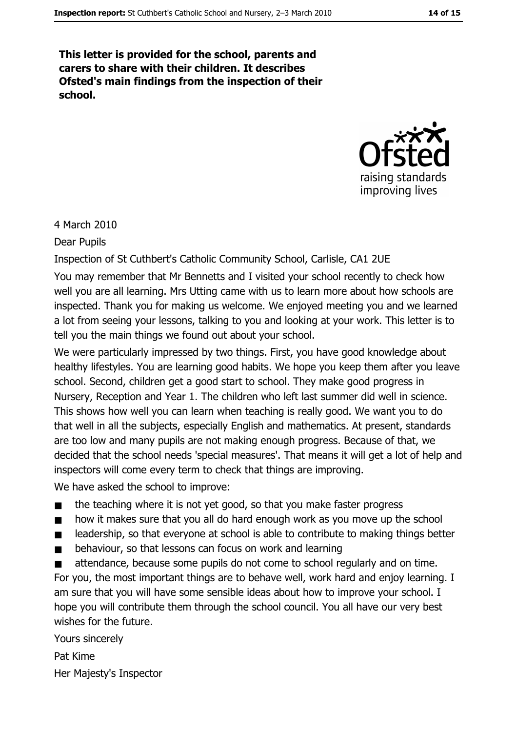**This letter is provided for the school, parents and carers to share with their children. It describes Ofsted's main findings from the inspection of their school.**

Ofsted
raising standards
improving lives

4 March 2010

Dear Pupils

Inspection of St Cuthbert's Catholic Community School, Carlisle, CA1 2UE

You may remember that Mr Bennetts and I visited your school recently to check how well you are all learning. Mrs Utting came with us to learn more about how schools are inspected. Thank you for making us welcome. We enjoyed meeting you and we learned a lot from seeing your lessons, talking to you and looking at your work. This letter is to tell you the main things we found out about your school.

We were particularly impressed by two things. First, you have good knowledge about healthy lifestyles. You are learning good habits. We hope you keep them after you leave school. Second, children get a good start to school. They make good progress in Nursery, Reception and Year 1. The children who left last summer did well in science. This shows how well you can learn when teaching is really good. We want you to do that well in all the subjects, especially English and mathematics. At present, standards are too low and many pupils are not making enough progress. Because of that, we decided that the school needs 'special measures'. That means it will get a lot of help and inspectors will come every term to check that things are improving.

We have asked the school to improve:

- the teaching where it is not yet good, so that you make faster progress
- how it makes sure that you all do hard enough work as you move up the school
- leadership, so that everyone at school is able to contribute to making things better
- behaviour, so that lessons can focus on work and learning
- attendance, because some pupils do not come to school regularly and on time.

For you, the most important things are to behave well, work hard and enjoy learning. I am sure that you will have some sensible ideas about how to improve your school. I hope you will contribute them through the school council. You all have our very best wishes for the future.

Yours sincerely

Pat Kime

Her Majesty's Inspector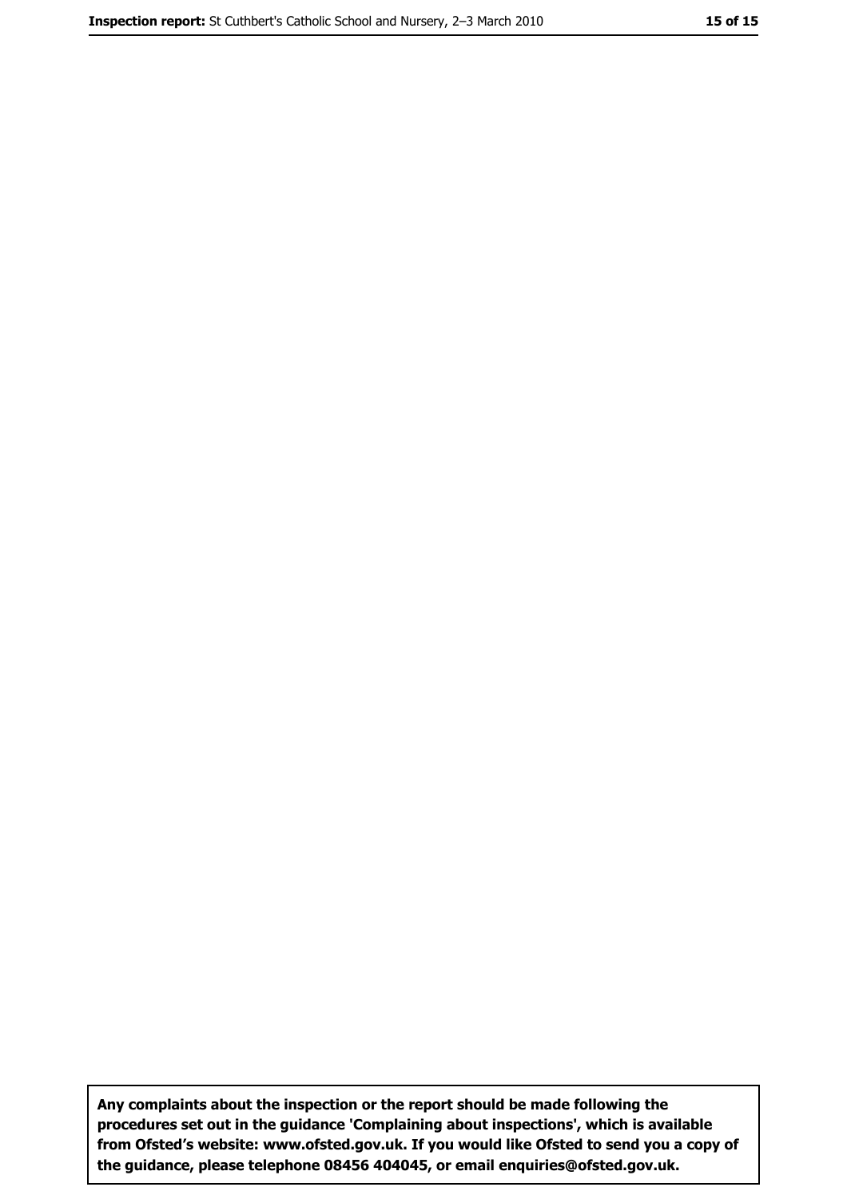**Any complaints about the inspection or the report should be made following the procedures set out in the guidance 'Complaining about inspections', which is available from Ofsted's website: www.ofsted.gov.uk. If you would like Ofsted to send you a copy of the guidance, please telephone 08456 404045, or email enquiries@ofsted.gov.uk.**